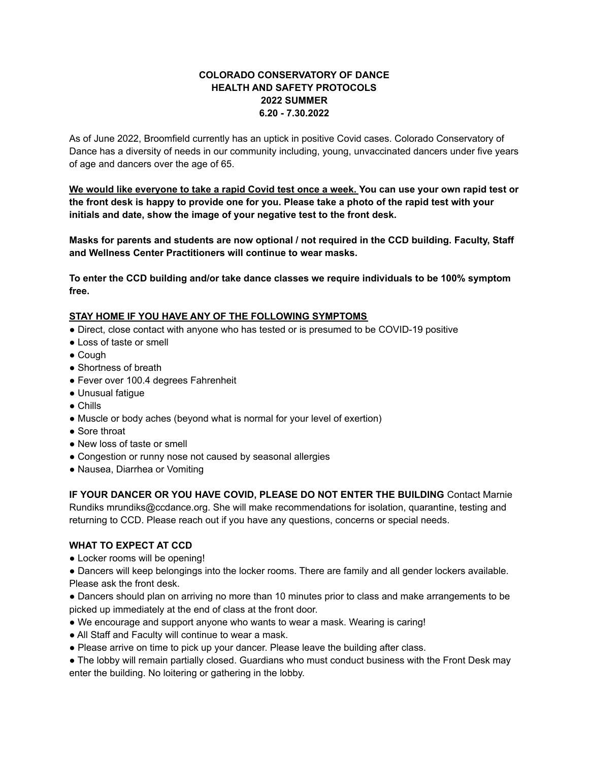# COLORADO CONSERVATORY OF DANCE
# HEALTH AND SAFETY PROTOCOLS
# 2022 SUMMER
# 6.20 - 7.30.2022

As of June 2022, Broomfield currently has an uptick in positive Covid cases. Colorado Conservatory of Dance has a diversity of needs in our community including, young, unvaccinated dancers under five years of age and dancers over the age of 65.

**<u>We would like everyone to take a rapid Covid test once a week.</u> You can use your own rapid test or the front desk is happy to provide one for you. Please take a photo of the rapid test with your initials and date, show the image of your negative test to the front desk.**

**Masks for parents and students are now optional / not required in the CCD building. Faculty, Staff and Wellness Center Practitioners will continue to wear masks.**

**To enter the CCD building and/or take dance classes we require individuals to be 100% symptom free.**

**<u>STAY HOME IF YOU HAVE ANY OF THE FOLLOWING SYMPTOMS</u>**

- Direct, close contact with anyone who has tested or is presumed to be COVID-19 positive
- Loss of taste or smell
- Cough
- Shortness of breath
- Fever over 100.4 degrees Fahrenheit
- Unusual fatigue
- Chills
- Muscle or body aches (beyond what is normal for your level of exertion)
- Sore throat
- New loss of taste or smell
- Congestion or runny nose not caused by seasonal allergies
- Nausea, Diarrhea or Vomiting

**IF YOUR DANCER OR YOU HAVE COVID, PLEASE DO NOT ENTER THE BUILDING** Contact Marnie Rundiks mrundiks@ccdance.org. She will make recommendations for isolation, quarantine, testing and returning to CCD. Please reach out if you have any questions, concerns or special needs.

**WHAT TO EXPECT AT CCD**

- Locker rooms will be opening!
- Dancers will keep belongings into the locker rooms. There are family and all gender lockers available. Please ask the front desk.
- Dancers should plan on arriving no more than 10 minutes prior to class and make arrangements to be picked up immediately at the end of class at the front door.
- We encourage and support anyone who wants to wear a mask. Wearing is caring!
- All Staff and Faculty will continue to wear a mask.
- Please arrive on time to pick up your dancer. Please leave the building after class.
- The lobby will remain partially closed. Guardians who must conduct business with the Front Desk may enter the building. No loitering or gathering in the lobby.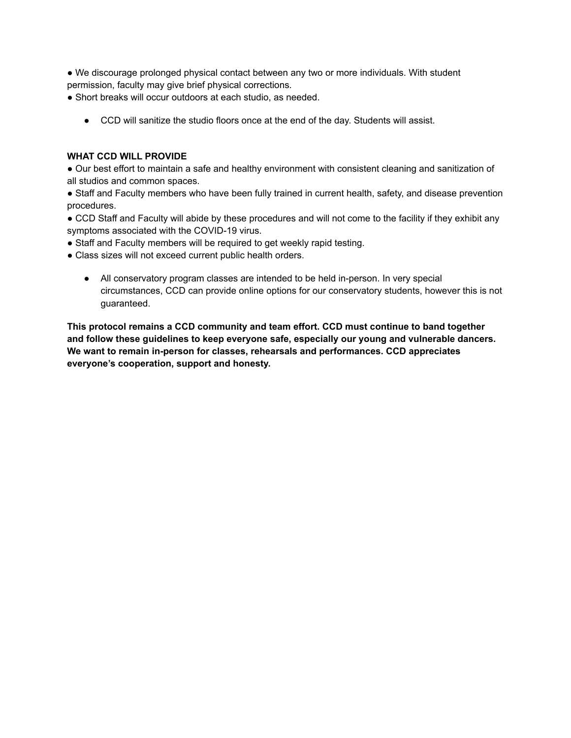- We discourage prolonged physical contact between any two or more individuals. With student permission, faculty may give brief physical corrections.
- Short breaks will occur outdoors at each studio, as needed.
  - CCD will sanitize the studio floors once at the end of the day. Students will assist.

**WHAT CCD WILL PROVIDE**

- Our best effort to maintain a safe and healthy environment with consistent cleaning and sanitization of all studios and common spaces.
- Staff and Faculty members who have been fully trained in current health, safety, and disease prevention procedures.
- CCD Staff and Faculty will abide by these procedures and will not come to the facility if they exhibit any symptoms associated with the COVID-19 virus.
- Staff and Faculty members will be required to get weekly rapid testing.
- Class sizes will not exceed current public health orders.
  - All conservatory program classes are intended to be held in-person. In very special circumstances, CCD can provide online options for our conservatory students, however this is not guaranteed.

**This protocol remains a CCD community and team effort. CCD must continue to band together and follow these guidelines to keep everyone safe, especially our young and vulnerable dancers. We want to remain in-person for classes, rehearsals and performances. CCD appreciates everyone's cooperation, support and honesty.**